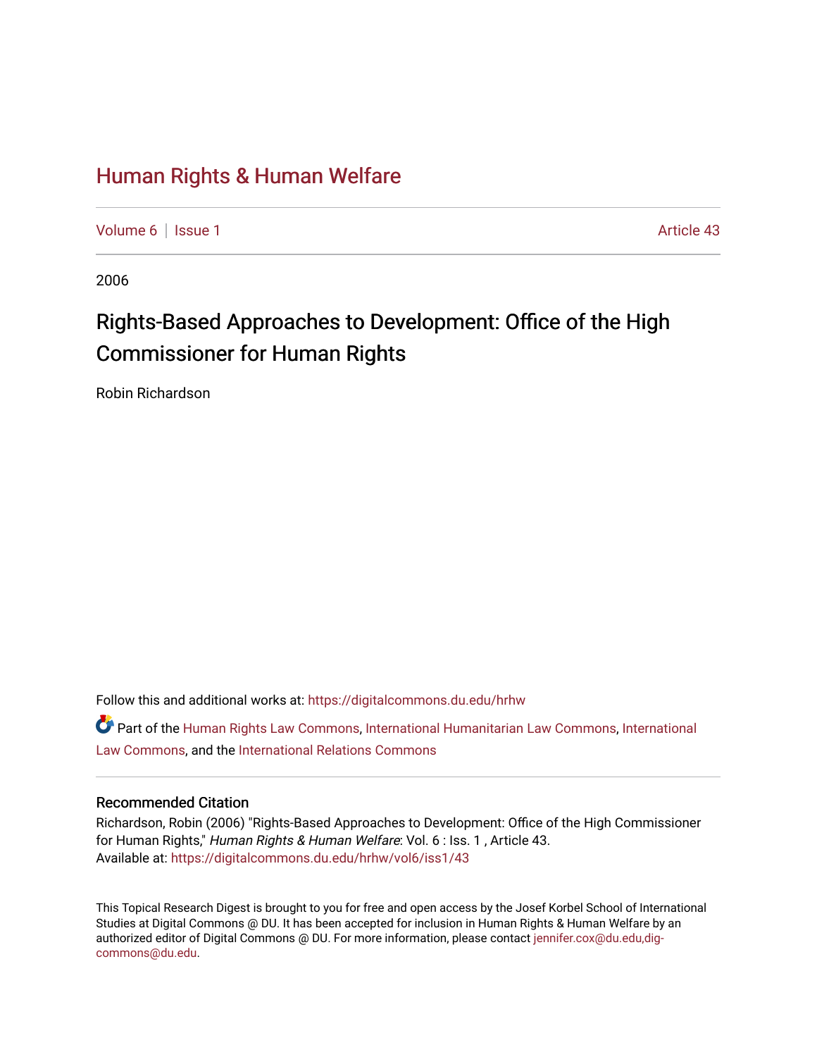# Human Rights & Human Welfare

Volume 6 | Issue 1 Article 43

2006

## Rights-Based Approaches to Development: Office of the High Commissioner for Human Rights

Robin Richardson

Follow this and additional works at: https://digitalcommons.du.edu/hrhw

Part of the Human Rights Law Commons, International Humanitarian Law Commons, International Law Commons, and the International Relations Commons

### Recommended Citation

Richardson, Robin (2006) "Rights-Based Approaches to Development: Office of the High Commissioner for Human Rights," *Human Rights & Human Welfare*: Vol. 6 : Iss. 1 , Article 43.
Available at: https://digitalcommons.du.edu/hrhw/vol6/iss1/43

This Topical Research Digest is brought to you for free and open access by the Josef Korbel School of International Studies at Digital Commons @ DU. It has been accepted for inclusion in Human Rights & Human Welfare by an authorized editor of Digital Commons @ DU. For more information, please contact jennifer.cox@du.edu,dig-commons@du.edu.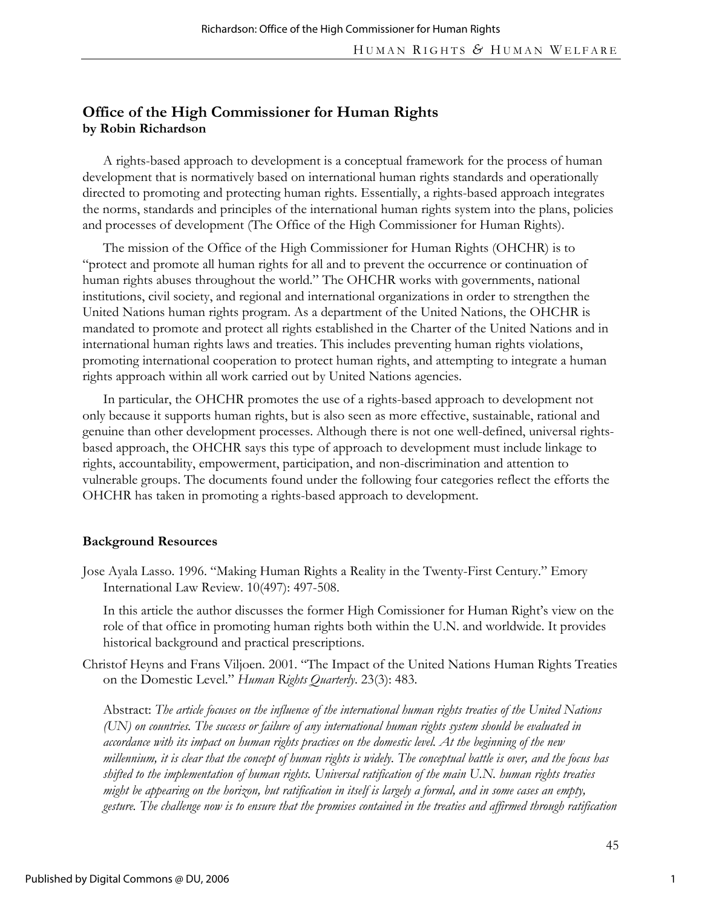## Office of the High Commissioner for Human Rights
**by Robin Richardson**

A rights-based approach to development is a conceptual framework for the process of human development that is normatively based on international human rights standards and operationally directed to promoting and protecting human rights. Essentially, a rights-based approach integrates the norms, standards and principles of the international human rights system into the plans, policies and processes of development (The Office of the High Commissioner for Human Rights).

The mission of the Office of the High Commissioner for Human Rights (OHCHR) is to "protect and promote all human rights for all and to prevent the occurrence or continuation of human rights abuses throughout the world." The OHCHR works with governments, national institutions, civil society, and regional and international organizations in order to strengthen the United Nations human rights program. As a department of the United Nations, the OHCHR is mandated to promote and protect all rights established in the Charter of the United Nations and in international human rights laws and treaties. This includes preventing human rights violations, promoting international cooperation to protect human rights, and attempting to integrate a human rights approach within all work carried out by United Nations agencies.

In particular, the OHCHR promotes the use of a rights-based approach to development not only because it supports human rights, but is also seen as more effective, sustainable, rational and genuine than other development processes. Although there is not one well-defined, universal rights-based approach, the OHCHR says this type of approach to development must include linkage to rights, accountability, empowerment, participation, and non-discrimination and attention to vulnerable groups. The documents found under the following four categories reflect the efforts the OHCHR has taken in promoting a rights-based approach to development.

### Background Resources

Jose Ayala Lasso. 1996. "Making Human Rights a Reality in the Twenty-First Century." Emory International Law Review. 10(497): 497-508.

In this article the author discusses the former High Comissioner for Human Right's view on the role of that office in promoting human rights both within the U.N. and worldwide. It provides historical background and practical prescriptions.

Christof Heyns and Frans Viljoen. 2001. "The Impact of the United Nations Human Rights Treaties on the Domestic Level." *Human Rights Quarterly*. 23(3): 483.

Abstract: *The article focuses on the influence of the international human rights treaties of the United Nations (UN) on countries. The success or failure of any international human rights system should be evaluated in accordance with its impact on human rights practices on the domestic level. At the beginning of the new millennium, it is clear that the concept of human rights is widely. The conceptual battle is over, and the focus has shifted to the implementation of human rights. Universal ratification of the main U.N. human rights treaties might be appearing on the horizon, but ratification in itself is largely a formal, and in some cases an empty, gesture. The challenge now is to ensure that the promises contained in the treaties and affirmed through ratification*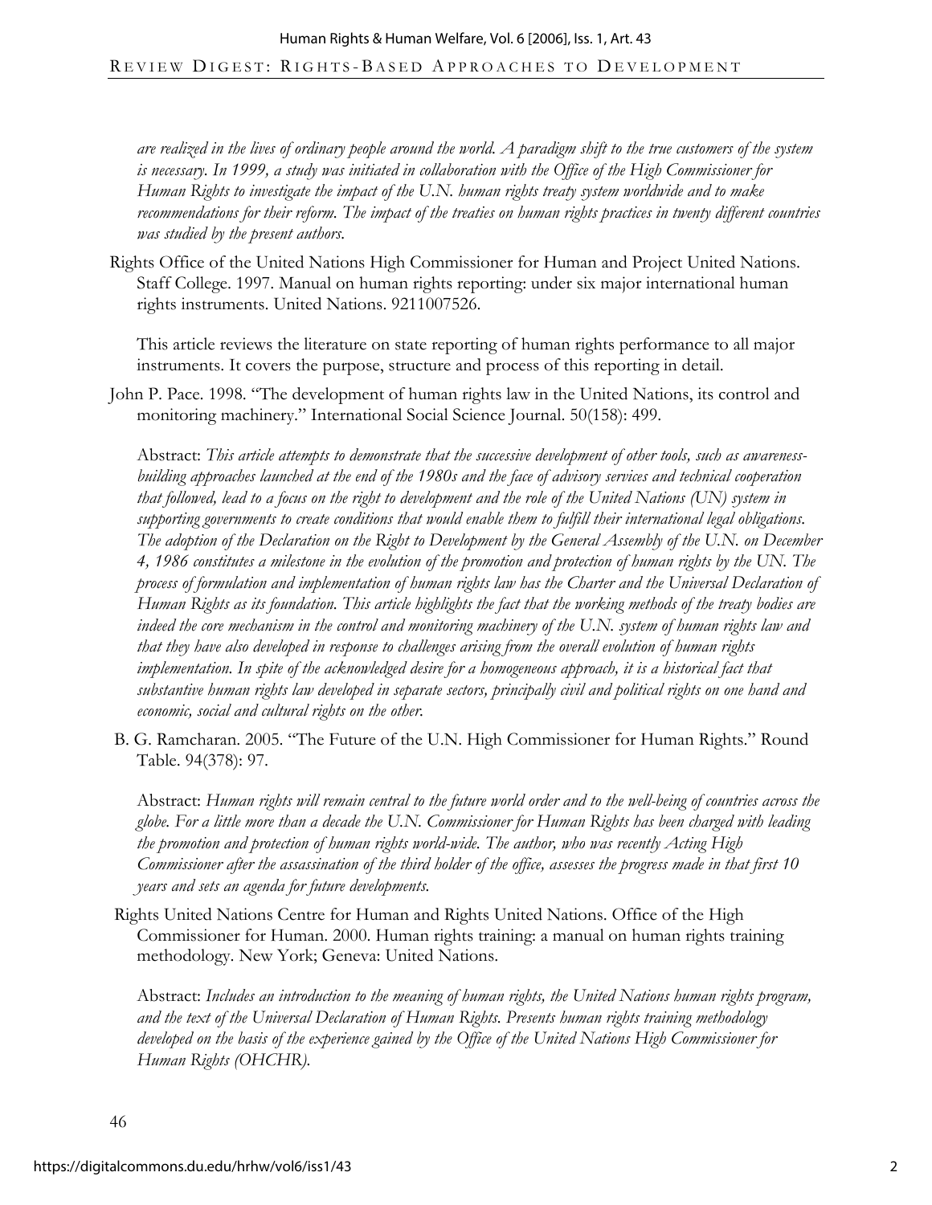*are realized in the lives of ordinary people around the world. A paradigm shift to the true customers of the system is necessary. In 1999, a study was initiated in collaboration with the Office of the High Commissioner for Human Rights to investigate the impact of the U.N. human rights treaty system worldwide and to make recommendations for their reform. The impact of the treaties on human rights practices in twenty different countries was studied by the present authors.*

Rights Office of the United Nations High Commissioner for Human and Project United Nations. Staff College. 1997. Manual on human rights reporting: under six major international human rights instruments. United Nations. 9211007526.

This article reviews the literature on state reporting of human rights performance to all major instruments. It covers the purpose, structure and process of this reporting in detail.

John P. Pace. 1998. "The development of human rights law in the United Nations, its control and monitoring machinery." International Social Science Journal. 50(158): 499.

Abstract: *This article attempts to demonstrate that the successive development of other tools, such as awareness-building approaches launched at the end of the 1980s and the face of advisory services and technical cooperation that followed, lead to a focus on the right to development and the role of the United Nations (UN) system in supporting governments to create conditions that would enable them to fulfill their international legal obligations. The adoption of the Declaration on the Right to Development by the General Assembly of the U.N. on December 4, 1986 constitutes a milestone in the evolution of the promotion and protection of human rights by the UN. The process of formulation and implementation of human rights law has the Charter and the Universal Declaration of Human Rights as its foundation. This article highlights the fact that the working methods of the treaty bodies are indeed the core mechanism in the control and monitoring machinery of the U.N. system of human rights law and that they have also developed in response to challenges arising from the overall evolution of human rights implementation. In spite of the acknowledged desire for a homogeneous approach, it is a historical fact that substantive human rights law developed in separate sectors, principally civil and political rights on one hand and economic, social and cultural rights on the other.*

B. G. Ramcharan. 2005. "The Future of the U.N. High Commissioner for Human Rights." Round Table. 94(378): 97.

Abstract: *Human rights will remain central to the future world order and to the well-being of countries across the globe. For a little more than a decade the U.N. Commissioner for Human Rights has been charged with leading the promotion and protection of human rights world-wide. The author, who was recently Acting High Commissioner after the assassination of the third holder of the office, assesses the progress made in that first 10 years and sets an agenda for future developments.*

Rights United Nations Centre for Human and Rights United Nations. Office of the High Commissioner for Human. 2000. Human rights training: a manual on human rights training methodology. New York; Geneva: United Nations.

Abstract: *Includes an introduction to the meaning of human rights, the United Nations human rights program, and the text of the Universal Declaration of Human Rights. Presents human rights training methodology developed on the basis of the experience gained by the Office of the United Nations High Commissioner for Human Rights (OHCHR).*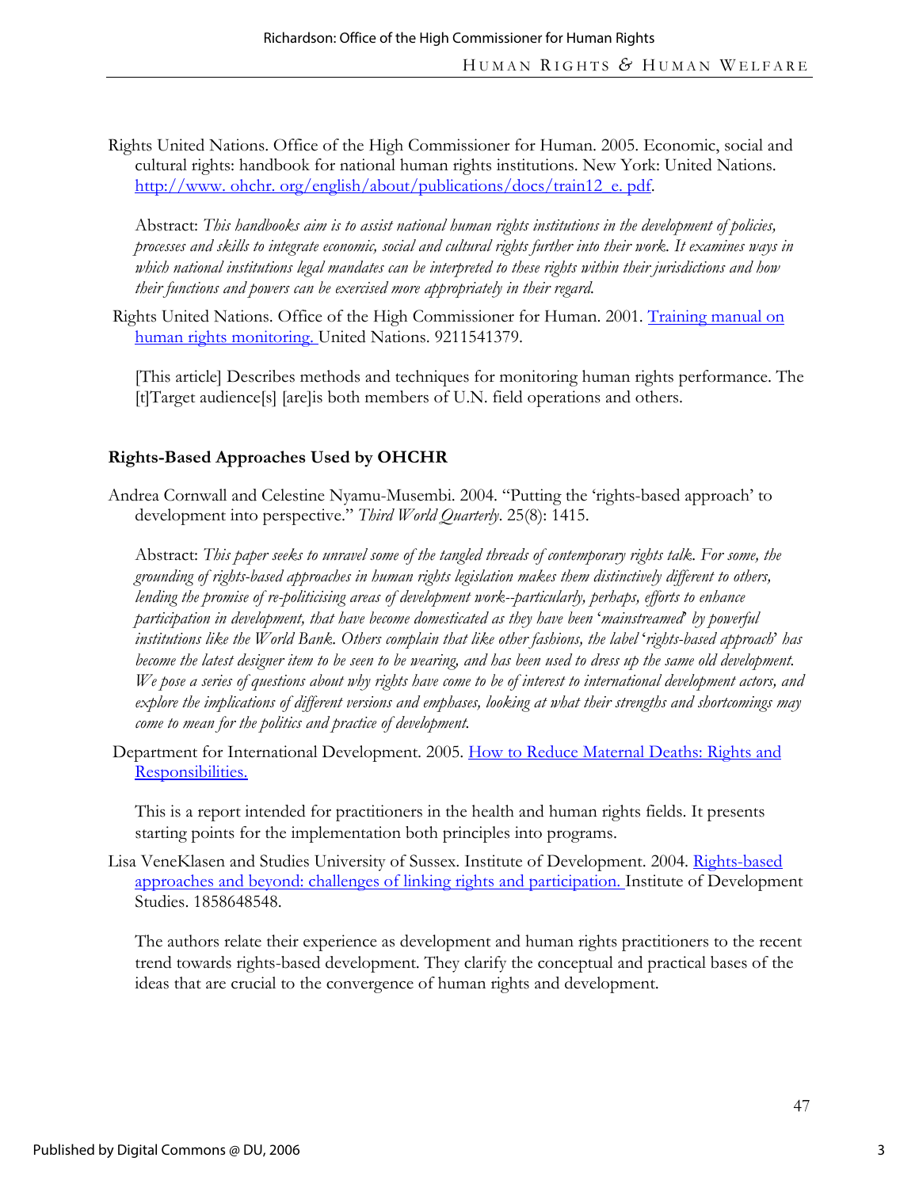Rights United Nations. Office of the High Commissioner for Human. 2005. Economic, social and cultural rights: handbook for national human rights institutions. New York: United Nations. [http://www. ohchr. org/english/about/publications/docs/train12_e. pdf](http://www.ohchr.org/english/about/publications/docs/train12_e.pdf).

Abstract: *This handbooks aim is to assist national human rights institutions in the development of policies, processes and skills to integrate economic, social and cultural rights further into their work. It examines ways in which national institutions legal mandates can be interpreted to these rights within their jurisdictions and how their functions and powers can be exercised more appropriately in their regard.*

Rights United Nations. Office of the High Commissioner for Human. 2001. [Training manual on human rights monitoring.](#) United Nations. 9211541379.

[This article] Describes methods and techniques for monitoring human rights performance. The [t]Target audience[s] [are]is both members of U.N. field operations and others.

### Rights-Based Approaches Used by OHCHR

Andrea Cornwall and Celestine Nyamu-Musembi. 2004. "Putting the 'rights-based approach' to development into perspective." *Third World Quarterly*. 25(8): 1415.

Abstract: *This paper seeks to unravel some of the tangled threads of contemporary rights talk. For some, the grounding of rights-based approaches in human rights legislation makes them distinctively different to others, lending the promise of re-politicising areas of development work--particularly, perhaps, efforts to enhance participation in development, that have become domesticated as they have been 'mainstreamed' by powerful institutions like the World Bank. Others complain that like other fashions, the label 'rights-based approach' has become the latest designer item to be seen to be wearing, and has been used to dress up the same old development. We pose a series of questions about why rights have come to be of interest to international development actors, and explore the implications of different versions and emphases, looking at what their strengths and shortcomings may come to mean for the politics and practice of development.*

Department for International Development. 2005. [How to Reduce Maternal Deaths: Rights and Responsibilities.](#)

This is a report intended for practitioners in the health and human rights fields. It presents starting points for the implementation both principles into programs.

Lisa VeneKlasen and Studies University of Sussex. Institute of Development. 2004. [Rights-based approaches and beyond: challenges of linking rights and participation.](#) Institute of Development Studies. 1858648548.

The authors relate their experience as development and human rights practitioners to the recent trend towards rights-based development. They clarify the conceptual and practical bases of the ideas that are crucial to the convergence of human rights and development.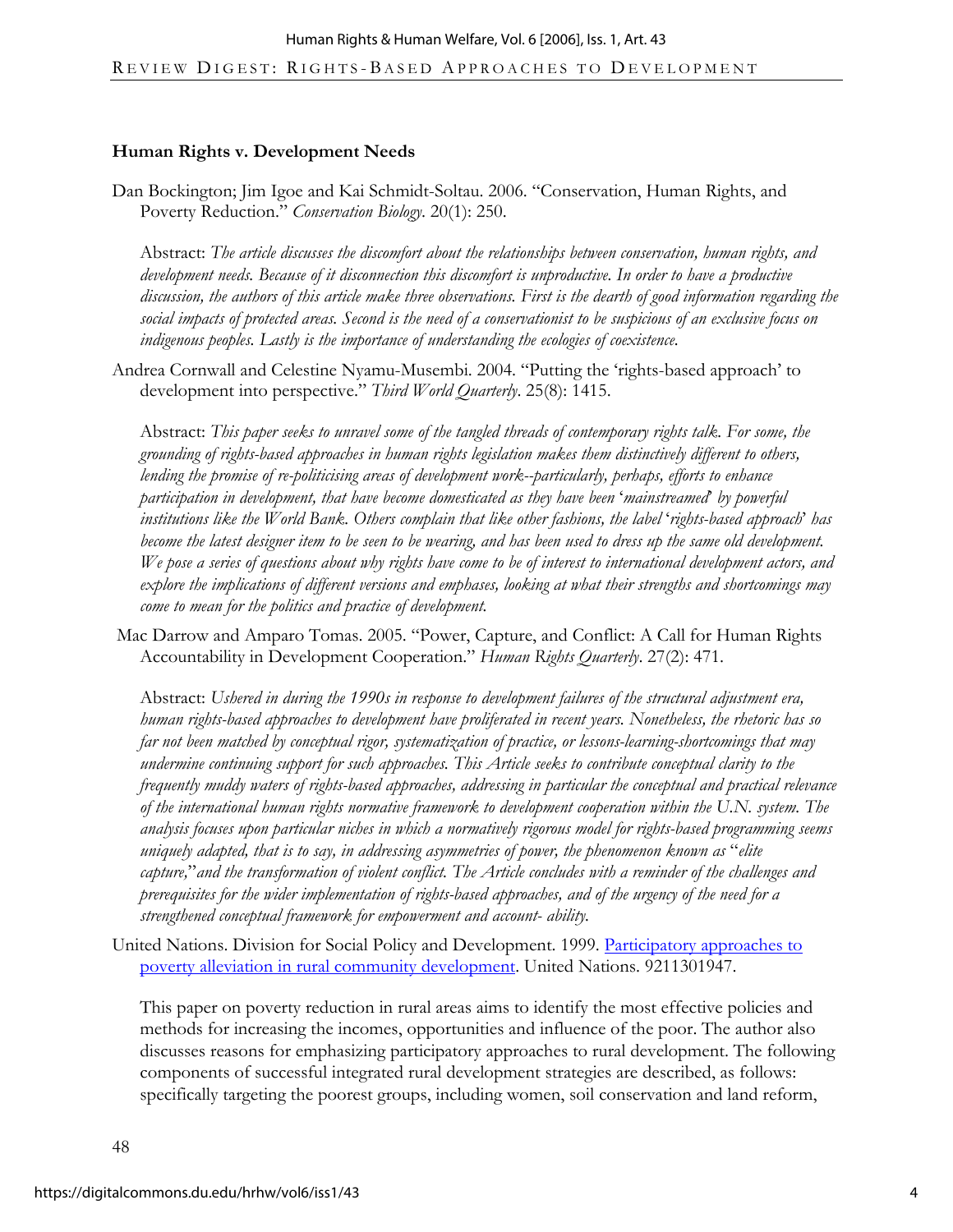### Human Rights v. Development Needs

Dan Bockington; Jim Igoe and Kai Schmidt-Soltau. 2006. "Conservation, Human Rights, and Poverty Reduction." *Conservation Biology*. 20(1): 250.

Abstract: *The article discusses the discomfort about the relationships between conservation, human rights, and development needs. Because of it disconnection this discomfort is unproductive. In order to have a productive discussion, the authors of this article make three observations. First is the dearth of good information regarding the social impacts of protected areas. Second is the need of a conservationist to be suspicious of an exclusive focus on indigenous peoples. Lastly is the importance of understanding the ecologies of coexistence.*

Andrea Cornwall and Celestine Nyamu-Musembi. 2004. "Putting the 'rights-based approach' to development into perspective." *Third World Quarterly*. 25(8): 1415.

Abstract: *This paper seeks to unravel some of the tangled threads of contemporary rights talk. For some, the grounding of rights-based approaches in human rights legislation makes them distinctively different to others, lending the promise of re-politicising areas of development work--particularly, perhaps, efforts to enhance participation in development, that have become domesticated as they have been 'mainstreamed' by powerful institutions like the World Bank. Others complain that like other fashions, the label 'rights-based approach' has become the latest designer item to be seen to be wearing, and has been used to dress up the same old development. We pose a series of questions about why rights have come to be of interest to international development actors, and explore the implications of different versions and emphases, looking at what their strengths and shortcomings may come to mean for the politics and practice of development.*

Mac Darrow and Amparo Tomas. 2005. "Power, Capture, and Conflict: A Call for Human Rights Accountability in Development Cooperation." *Human Rights Quarterly*. 27(2): 471.

Abstract: *Ushered in during the 1990s in response to development failures of the structural adjustment era, human rights-based approaches to development have proliferated in recent years. Nonetheless, the rhetoric has so far not been matched by conceptual rigor, systematization of practice, or lessons-learning-shortcomings that may undermine continuing support for such approaches. This Article seeks to contribute conceptual clarity to the frequently muddy waters of rights-based approaches, addressing in particular the conceptual and practical relevance of the international human rights normative framework to development cooperation within the U.N. system. The analysis focuses upon particular niches in which a normatively rigorous model for rights-based programming seems uniquely adapted, that is to say, in addressing asymmetries of power, the phenomenon known as "elite capture," and the transformation of violent conflict. The Article concludes with a reminder of the challenges and prerequisites for the wider implementation of rights-based approaches, and of the urgency of the need for a strengthened conceptual framework for empowerment and account- ability.*

United Nations. Division for Social Policy and Development. 1999. [Participatory approaches to poverty alleviation in rural community development](). United Nations. 9211301947.

This paper on poverty reduction in rural areas aims to identify the most effective policies and methods for increasing the incomes, opportunities and influence of the poor. The author also discusses reasons for emphasizing participatory approaches to rural development. The following components of successful integrated rural development strategies are described, as follows: specifically targeting the poorest groups, including women, soil conservation and land reform,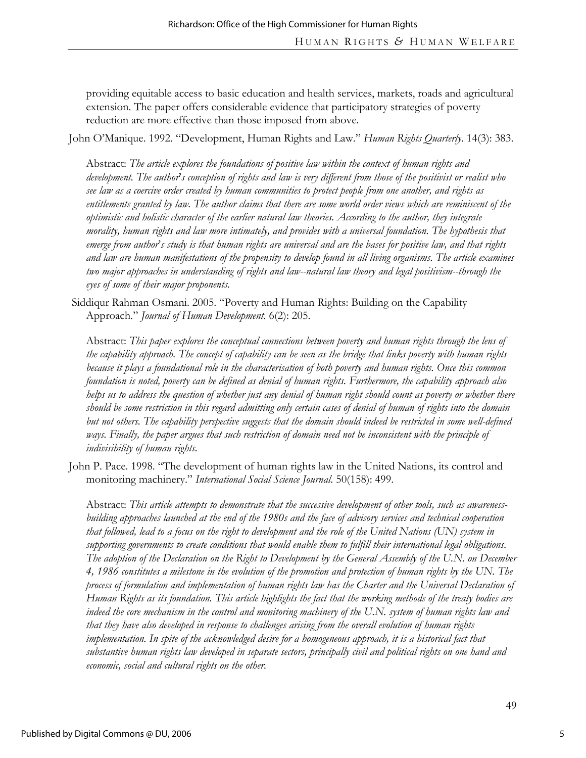providing equitable access to basic education and health services, markets, roads and agricultural extension. The paper offers considerable evidence that participatory strategies of poverty reduction are more effective than those imposed from above.

John O'Manique. 1992. "Development, Human Rights and Law." *Human Rights Quarterly*. 14(3): 383.

Abstract: *The article explores the foundations of positive law within the context of human rights and development. The author's conception of rights and law is very different from those of the positivist or realist who see law as a coercive order created by human communities to protect people from one another, and rights as entitlements granted by law. The author claims that there are some world order views which are reminiscent of the optimistic and holistic character of the earlier natural law theories. According to the author, they integrate morality, human rights and law more intimately, and provides with a universal foundation. The hypothesis that emerge from author's study is that human rights are universal and are the bases for positive law, and that rights and law are human manifestations of the propensity to develop found in all living organisms. The article examines two major approaches in understanding of rights and law--natural law theory and legal positivism--through the eyes of some of their major proponents.*

Siddiqur Rahman Osmani. 2005. "Poverty and Human Rights: Building on the Capability Approach." *Journal of Human Development*. 6(2): 205.

Abstract: *This paper explores the conceptual connections between poverty and human rights through the lens of the capability approach. The concept of capability can be seen as the bridge that links poverty with human rights because it plays a foundational role in the characterisation of both poverty and human rights. Once this common foundation is noted, poverty can be defined as denial of human rights. Furthermore, the capability approach also helps us to address the question of whether just any denial of human right should count as poverty or whether there should be some restriction in this regard admitting only certain cases of denial of human of rights into the domain but not others. The capability perspective suggests that the domain should indeed be restricted in some well-defined ways. Finally, the paper argues that such restriction of domain need not be inconsistent with the principle of indivisibility of human rights.*

John P. Pace. 1998. "The development of human rights law in the United Nations, its control and monitoring machinery." *International Social Science Journal*. 50(158): 499.

Abstract: *This article attempts to demonstrate that the successive development of other tools, such as awareness-building approaches launched at the end of the 1980s and the face of advisory services and technical cooperation that followed, lead to a focus on the right to development and the role of the United Nations (UN) system in supporting governments to create conditions that would enable them to fulfill their international legal obligations. The adoption of the Declaration on the Right to Development by the General Assembly of the U.N. on December 4, 1986 constitutes a milestone in the evolution of the promotion and protection of human rights by the UN. The process of formulation and implementation of human rights law has the Charter and the Universal Declaration of Human Rights as its foundation. This article highlights the fact that the working methods of the treaty bodies are indeed the core mechanism in the control and monitoring machinery of the U.N. system of human rights law and that they have also developed in response to challenges arising from the overall evolution of human rights implementation. In spite of the acknowledged desire for a homogeneous approach, it is a historical fact that substantive human rights law developed in separate sectors, principally civil and political rights on one hand and economic, social and cultural rights on the other.*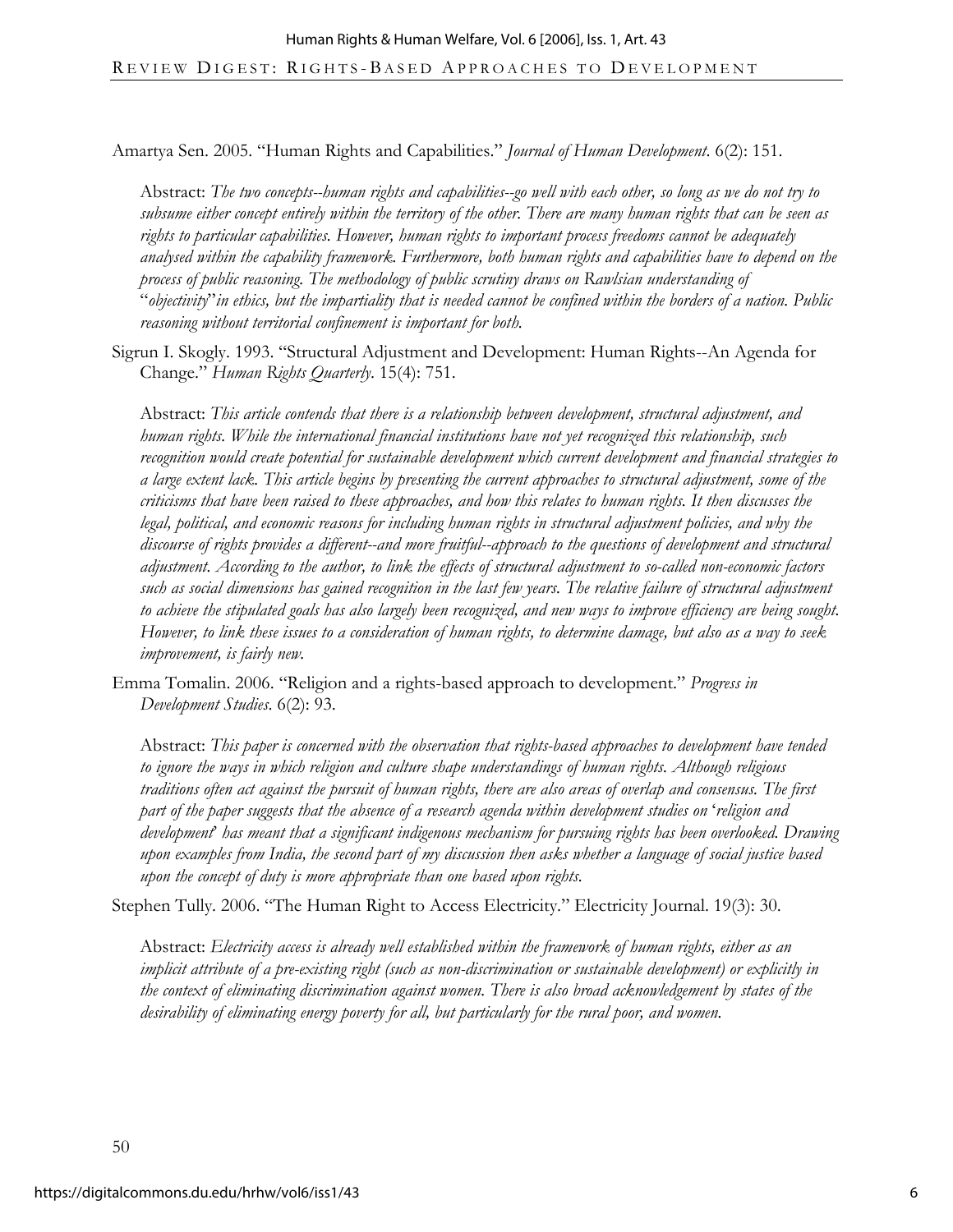Amartya Sen. 2005. "Human Rights and Capabilities." *Journal of Human Development*. 6(2): 151.

> Abstract: *The two concepts--human rights and capabilities--go well with each other, so long as we do not try to subsume either concept entirely within the territory of the other. There are many human rights that can be seen as rights to particular capabilities. However, human rights to important process freedoms cannot be adequately analysed within the capability framework. Furthermore, both human rights and capabilities have to depend on the process of public reasoning. The methodology of public scrutiny draws on Rawlsian understanding of "objectivity" in ethics, but the impartiality that is needed cannot be confined within the borders of a nation. Public reasoning without territorial confinement is important for both.*

Sigrun I. Skogly. 1993. "Structural Adjustment and Development: Human Rights--An Agenda for Change." *Human Rights Quarterly*. 15(4): 751.

> Abstract: *This article contends that there is a relationship between development, structural adjustment, and human rights. While the international financial institutions have not yet recognized this relationship, such recognition would create potential for sustainable development which current development and financial strategies to a large extent lack. This article begins by presenting the current approaches to structural adjustment, some of the criticisms that have been raised to these approaches, and how this relates to human rights. It then discusses the legal, political, and economic reasons for including human rights in structural adjustment policies, and why the discourse of rights provides a different--and more fruitful--approach to the questions of development and structural adjustment. According to the author, to link the effects of structural adjustment to so-called non-economic factors such as social dimensions has gained recognition in the last few years. The relative failure of structural adjustment to achieve the stipulated goals has also largely been recognized, and new ways to improve efficiency are being sought. However, to link these issues to a consideration of human rights, to determine damage, but also as a way to seek improvement, is fairly new.*

Emma Tomalin. 2006. "Religion and a rights-based approach to development." *Progress in Development Studies*. 6(2): 93.

> Abstract: *This paper is concerned with the observation that rights-based approaches to development have tended to ignore the ways in which religion and culture shape understandings of human rights. Although religious traditions often act against the pursuit of human rights, there are also areas of overlap and consensus. The first part of the paper suggests that the absence of a research agenda within development studies on 'religion and development' has meant that a significant indigenous mechanism for pursuing rights has been overlooked. Drawing upon examples from India, the second part of my discussion then asks whether a language of social justice based upon the concept of duty is more appropriate than one based upon rights.*

Stephen Tully. 2006. "The Human Right to Access Electricity." Electricity Journal. 19(3): 30.

> Abstract: *Electricity access is already well established within the framework of human rights, either as an implicit attribute of a pre-existing right (such as non-discrimination or sustainable development) or explicitly in the context of eliminating discrimination against women. There is also broad acknowledgement by states of the desirability of eliminating energy poverty for all, but particularly for the rural poor, and women.*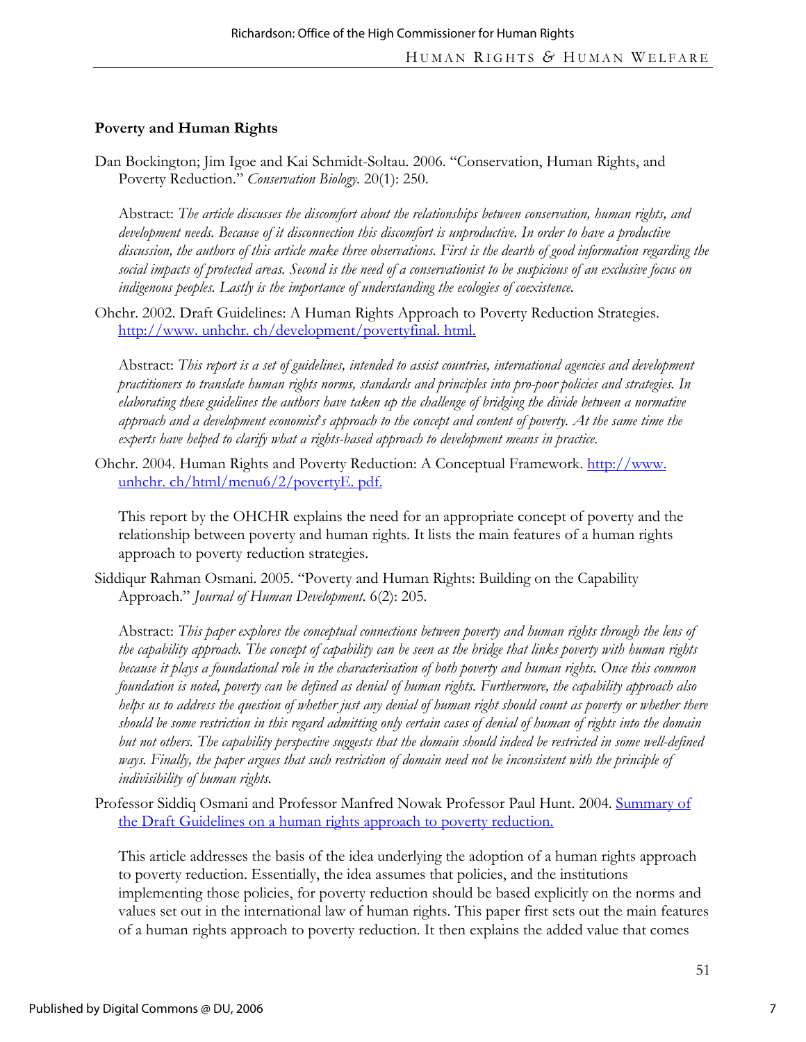**Poverty and Human Rights**

Dan Bockington; Jim Igoe and Kai Schmidt-Soltau. 2006. "Conservation, Human Rights, and Poverty Reduction." *Conservation Biology*. 20(1): 250.

Abstract: *The article discusses the discomfort about the relationships between conservation, human rights, and development needs. Because of it disconnection this discomfort is unproductive. In order to have a productive discussion, the authors of this article make three observations. First is the dearth of good information regarding the social impacts of protected areas. Second is the need of a conservationist to be suspicious of an exclusive focus on indigenous peoples. Lastly is the importance of understanding the ecologies of coexistence.*

Ohchr. 2002. Draft Guidelines: A Human Rights Approach to Poverty Reduction Strategies. [http://www. unhchr. ch/development/povertyfinal. html.](http://www.unhchr.ch/development/povertyfinal.html)

Abstract: *This report is a set of guidelines, intended to assist countries, international agencies and development practitioners to translate human rights norms, standards and principles into pro-poor policies and strategies. In elaborating these guidelines the authors have taken up the challenge of bridging the divide between a normative approach and a development economist's approach to the concept and content of poverty. At the same time the experts have helped to clarify what a rights-based approach to development means in practice.*

Ohchr. 2004. Human Rights and Poverty Reduction: A Conceptual Framework. [http://www. unhchr. ch/html/menu6/2/povertyE. pdf.](http://www.unhchr.ch/html/menu6/2/povertyE.pdf)

This report by the OHCHR explains the need for an appropriate concept of poverty and the relationship between poverty and human rights. It lists the main features of a human rights approach to poverty reduction strategies.

Siddiqur Rahman Osmani. 2005. "Poverty and Human Rights: Building on the Capability Approach." *Journal of Human Development*. 6(2): 205.

Abstract: *This paper explores the conceptual connections between poverty and human rights through the lens of the capability approach. The concept of capability can be seen as the bridge that links poverty with human rights because it plays a foundational role in the characterisation of both poverty and human rights. Once this common foundation is noted, poverty can be defined as denial of human rights. Furthermore, the capability approach also helps us to address the question of whether just any denial of human right should count as poverty or whether there should be some restriction in this regard admitting only certain cases of denial of human of rights into the domain but not others. The capability perspective suggests that the domain should indeed be restricted in some well-defined ways. Finally, the paper argues that such restriction of domain need not be inconsistent with the principle of indivisibility of human rights.*

Professor Siddiq Osmani and Professor Manfred Nowak Professor Paul Hunt. 2004. Summary of the Draft Guidelines on a human rights approach to poverty reduction.

This article addresses the basis of the idea underlying the adoption of a human rights approach to poverty reduction. Essentially, the idea assumes that policies, and the institutions implementing those policies, for poverty reduction should be based explicitly on the norms and values set out in the international law of human rights. This paper first sets out the main features of a human rights approach to poverty reduction. It then explains the added value that comes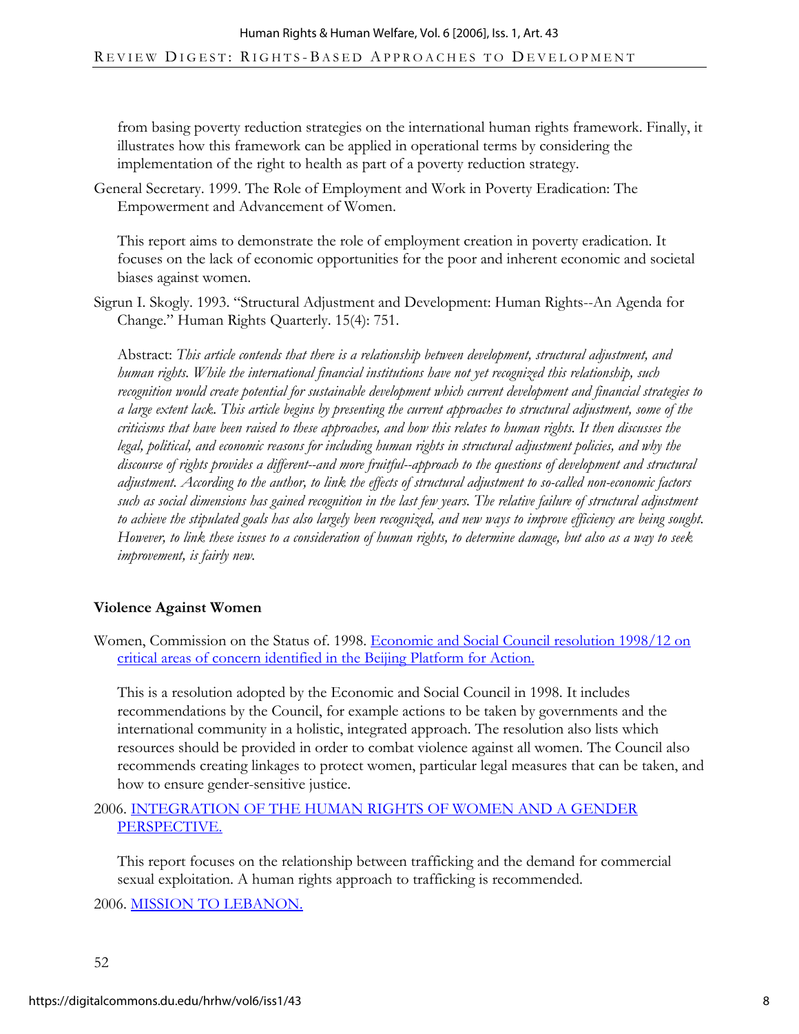from basing poverty reduction strategies on the international human rights framework. Finally, it illustrates how this framework can be applied in operational terms by considering the implementation of the right to health as part of a poverty reduction strategy.

General Secretary. 1999. The Role of Employment and Work in Poverty Eradication: The Empowerment and Advancement of Women.

This report aims to demonstrate the role of employment creation in poverty eradication. It focuses on the lack of economic opportunities for the poor and inherent economic and societal biases against women.

Sigrun I. Skogly. 1993. "Structural Adjustment and Development: Human Rights--An Agenda for Change." Human Rights Quarterly. 15(4): 751.

Abstract: *This article contends that there is a relationship between development, structural adjustment, and human rights. While the international financial institutions have not yet recognized this relationship, such recognition would create potential for sustainable development which current development and financial strategies to a large extent lack. This article begins by presenting the current approaches to structural adjustment, some of the criticisms that have been raised to these approaches, and how this relates to human rights. It then discusses the legal, political, and economic reasons for including human rights in structural adjustment policies, and why the discourse of rights provides a different--and more fruitful--approach to the questions of development and structural adjustment. According to the author, to link the effects of structural adjustment to so-called non-economic factors such as social dimensions has gained recognition in the last few years. The relative failure of structural adjustment to achieve the stipulated goals has also largely been recognized, and new ways to improve efficiency are being sought. However, to link these issues to a consideration of human rights, to determine damage, but also as a way to seek improvement, is fairly new.*

## Violence Against Women

Women, Commission on the Status of. 1998. Economic and Social Council resolution 1998/12 on critical areas of concern identified in the Beijing Platform for Action.

This is a resolution adopted by the Economic and Social Council in 1998. It includes recommendations by the Council, for example actions to be taken by governments and the international community in a holistic, integrated approach. The resolution also lists which resources should be provided in order to combat violence against all women. The Council also recommends creating linkages to protect women, particular legal measures that can be taken, and how to ensure gender-sensitive justice.

2006. INTEGRATION OF THE HUMAN RIGHTS OF WOMEN AND A GENDER PERSPECTIVE.

This report focuses on the relationship between trafficking and the demand for commercial sexual exploitation. A human rights approach to trafficking is recommended.

2006. MISSION TO LEBANON.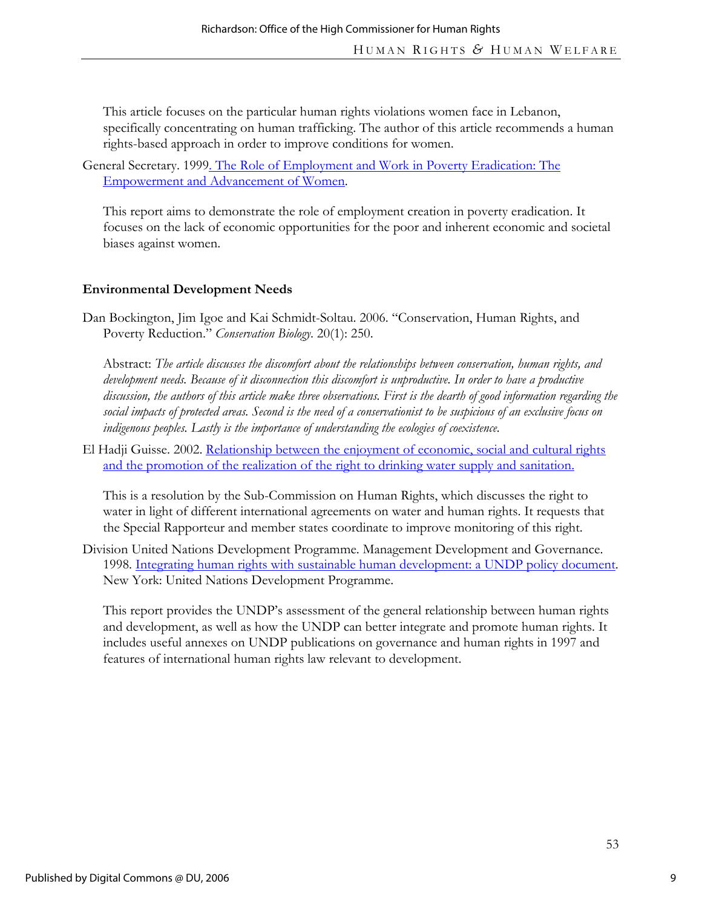This article focuses on the particular human rights violations women face in Lebanon, specifically concentrating on human trafficking. The author of this article recommends a human rights-based approach in order to improve conditions for women.

General Secretary. 1999. The Role of Employment and Work in Poverty Eradication: The Empowerment and Advancement of Women.

This report aims to demonstrate the role of employment creation in poverty eradication. It focuses on the lack of economic opportunities for the poor and inherent economic and societal biases against women.

**Environmental Development Needs**

Dan Bockington, Jim Igoe and Kai Schmidt-Soltau. 2006. "Conservation, Human Rights, and Poverty Reduction." *Conservation Biology*. 20(1): 250.

Abstract: *The article discusses the discomfort about the relationships between conservation, human rights, and development needs. Because of it disconnection this discomfort is unproductive. In order to have a productive discussion, the authors of this article make three observations. First is the dearth of good information regarding the social impacts of protected areas. Second is the need of a conservationist to be suspicious of an exclusive focus on indigenous peoples. Lastly is the importance of understanding the ecologies of coexistence.*

El Hadji Guisse. 2002. Relationship between the enjoyment of economic, social and cultural rights and the promotion of the realization of the right to drinking water supply and sanitation.

This is a resolution by the Sub-Commission on Human Rights, which discusses the right to water in light of different international agreements on water and human rights. It requests that the Special Rapporteur and member states coordinate to improve monitoring of this right.

Division United Nations Development Programme. Management Development and Governance. 1998. Integrating human rights with sustainable human development: a UNDP policy document. New York: United Nations Development Programme.

This report provides the UNDP's assessment of the general relationship between human rights and development, as well as how the UNDP can better integrate and promote human rights. It includes useful annexes on UNDP publications on governance and human rights in 1997 and features of international human rights law relevant to development.